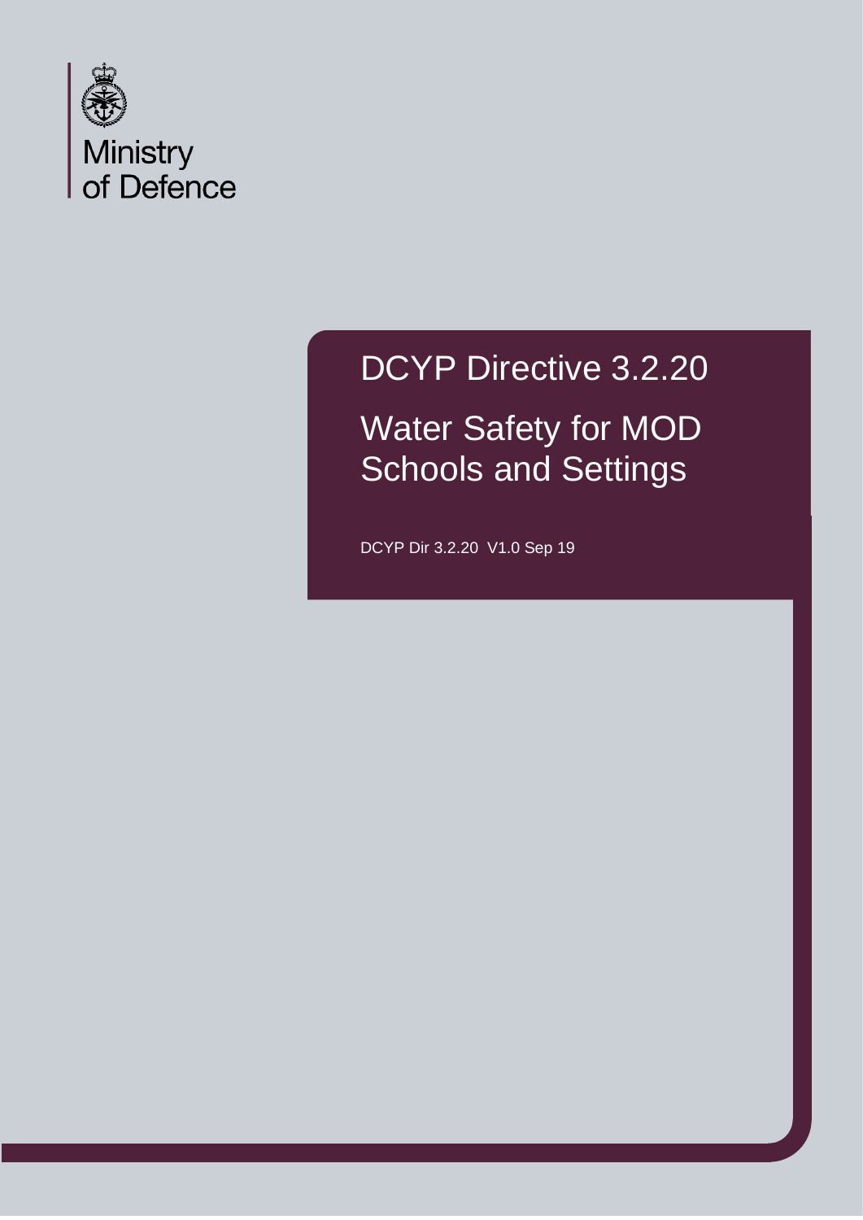Ministry of Defence

# DCYP Directive 3.2.20

# Water Safety for MOD Schools and Settings

DCYP Dir 3.2.20 V1.0 Sep 19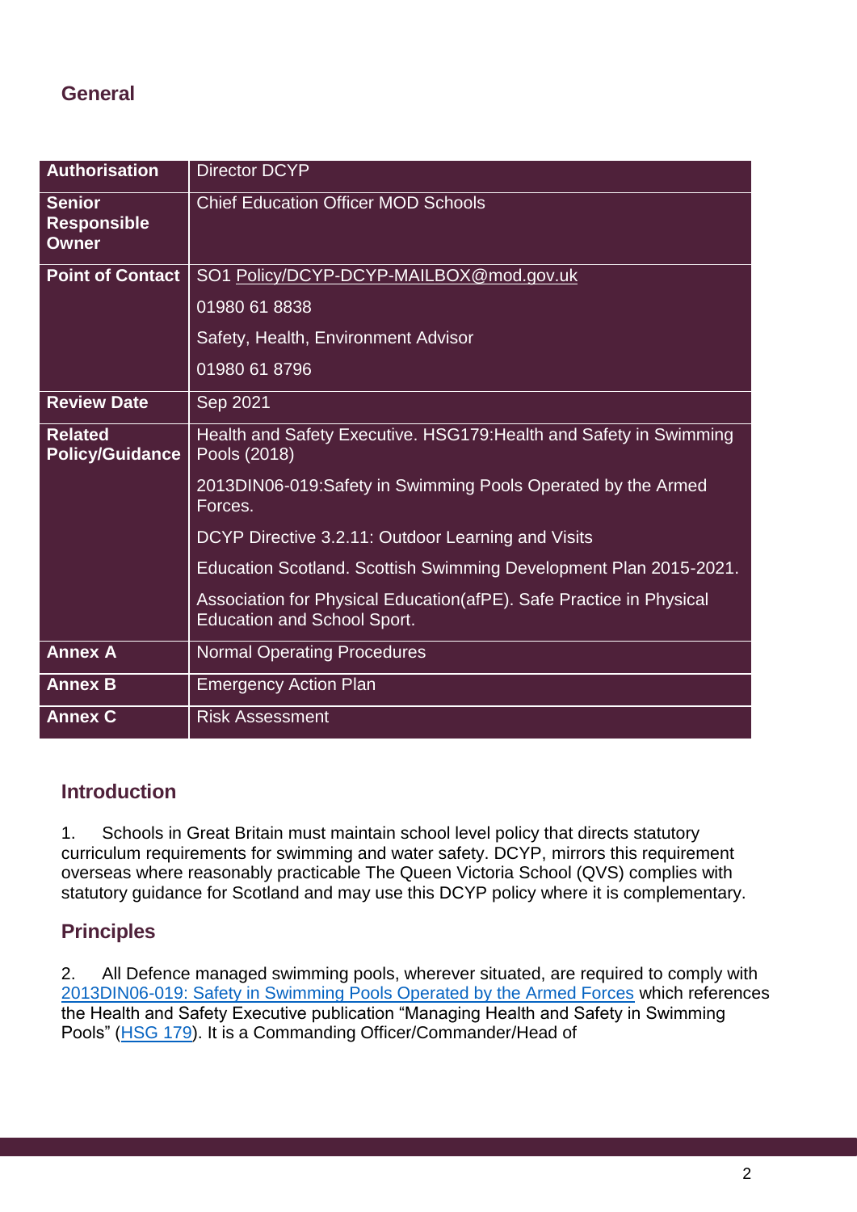## General

| Authorisation | Director DCYP |
|---|---|
| Senior Responsible Owner | Chief Education Officer MOD Schools |
| Point of Contact | SO1 Policy/DCYP-DCYP-MAILBOX@mod.gov.uk<br>01980 61 8838<br>Safety, Health, Environment Advisor<br>01980 61 8796 |
| Review Date | Sep 2021 |
| Related Policy/Guidance | Health and Safety Executive. HSG179:Health and Safety in Swimming Pools (2018)<br>2013DIN06-019:Safety in Swimming Pools Operated by the Armed Forces.<br>DCYP Directive 3.2.11: Outdoor Learning and Visits<br>Education Scotland. Scottish Swimming Development Plan 2015-2021.<br>Association for Physical Education(afPE). Safe Practice in Physical Education and School Sport. |
| Annex A | Normal Operating Procedures |
| Annex B | Emergency Action Plan |
| Annex C | Risk Assessment |

## Introduction

1. Schools in Great Britain must maintain school level policy that directs statutory curriculum requirements for swimming and water safety. DCYP, mirrors this requirement overseas where reasonably practicable The Queen Victoria School (QVS) complies with statutory guidance for Scotland and may use this DCYP policy where it is complementary.

## Principles

2. All Defence managed swimming pools, wherever situated, are required to comply with 2013DIN06-019: Safety in Swimming Pools Operated by the Armed Forces which references the Health and Safety Executive publication "Managing Health and Safety in Swimming Pools" (HSG 179). It is a Commanding Officer/Commander/Head of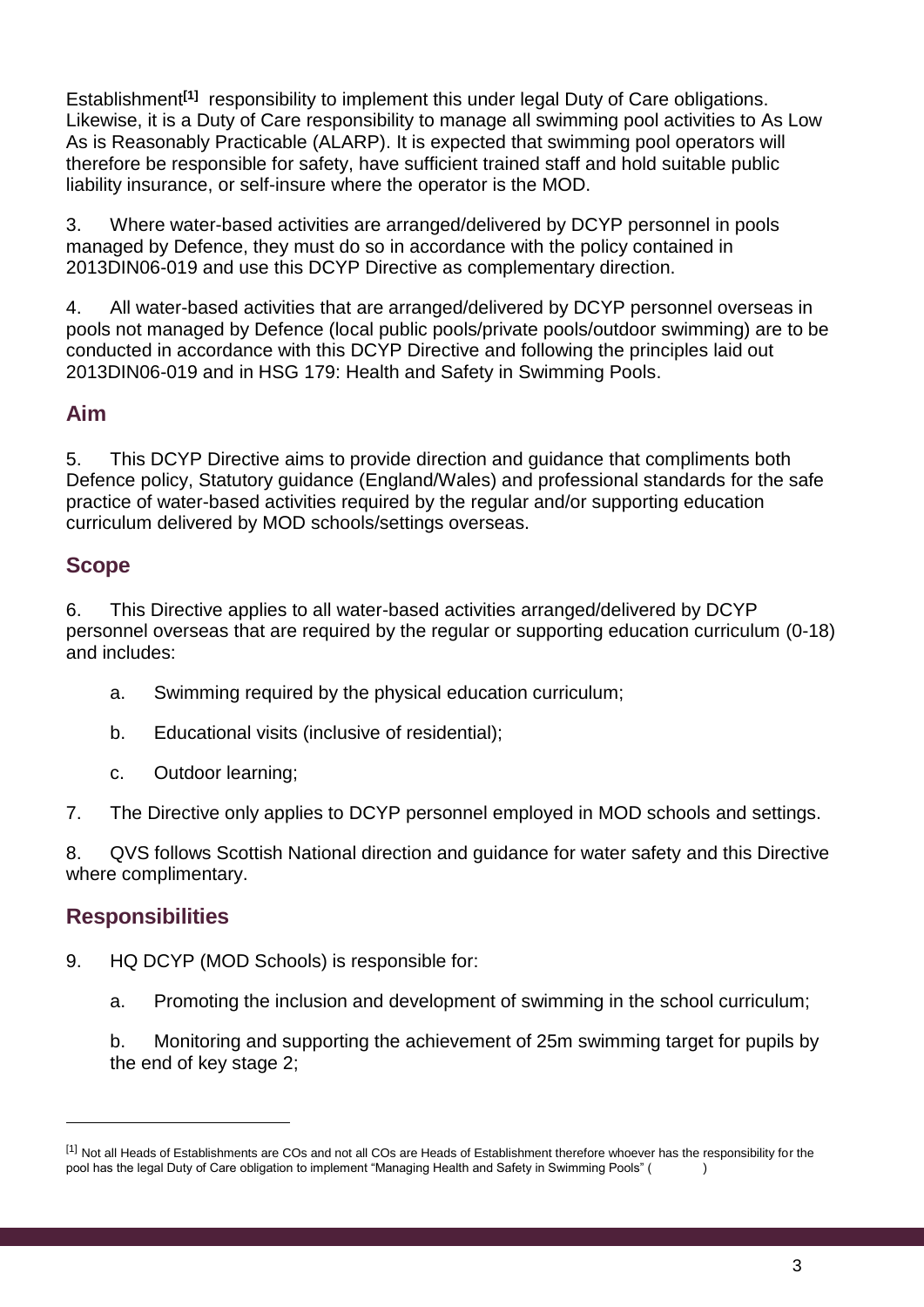Establishment[1] responsibility to implement this under legal Duty of Care obligations. Likewise, it is a Duty of Care responsibility to manage all swimming pool activities to As Low As is Reasonably Practicable (ALARP). It is expected that swimming pool operators will therefore be responsible for safety, have sufficient trained staff and hold suitable public liability insurance, or self-insure where the operator is the MOD.

3. Where water-based activities are arranged/delivered by DCYP personnel in pools managed by Defence, they must do so in accordance with the policy contained in 2013DIN06-019 and use this DCYP Directive as complementary direction.

4. All water-based activities that are arranged/delivered by DCYP personnel overseas in pools not managed by Defence (local public pools/private pools/outdoor swimming) are to be conducted in accordance with this DCYP Directive and following the principles laid out 2013DIN06-019 and in HSG 179: Health and Safety in Swimming Pools.

## Aim

5. This DCYP Directive aims to provide direction and guidance that compliments both Defence policy, Statutory guidance (England/Wales) and professional standards for the safe practice of water-based activities required by the regular and/or supporting education curriculum delivered by MOD schools/settings overseas.

## Scope

6. This Directive applies to all water-based activities arranged/delivered by DCYP personnel overseas that are required by the regular or supporting education curriculum (0-18) and includes:

   a. Swimming required by the physical education curriculum;

   b. Educational visits (inclusive of residential);

   c. Outdoor learning;

7. The Directive only applies to DCYP personnel employed in MOD schools and settings.

8. QVS follows Scottish National direction and guidance for water safety and this Directive where complimentary.

## Responsibilities

9. HQ DCYP (MOD Schools) is responsible for:

   a. Promoting the inclusion and development of swimming in the school curriculum;

   b. Monitoring and supporting the achievement of 25m swimming target for pupils by the end of key stage 2;

---

[1] Not all Heads of Establishments are COs and not all COs are Heads of Establishment therefore whoever has the responsibility for the pool has the legal Duty of Care obligation to implement "Managing Health and Safety in Swimming Pools" ( )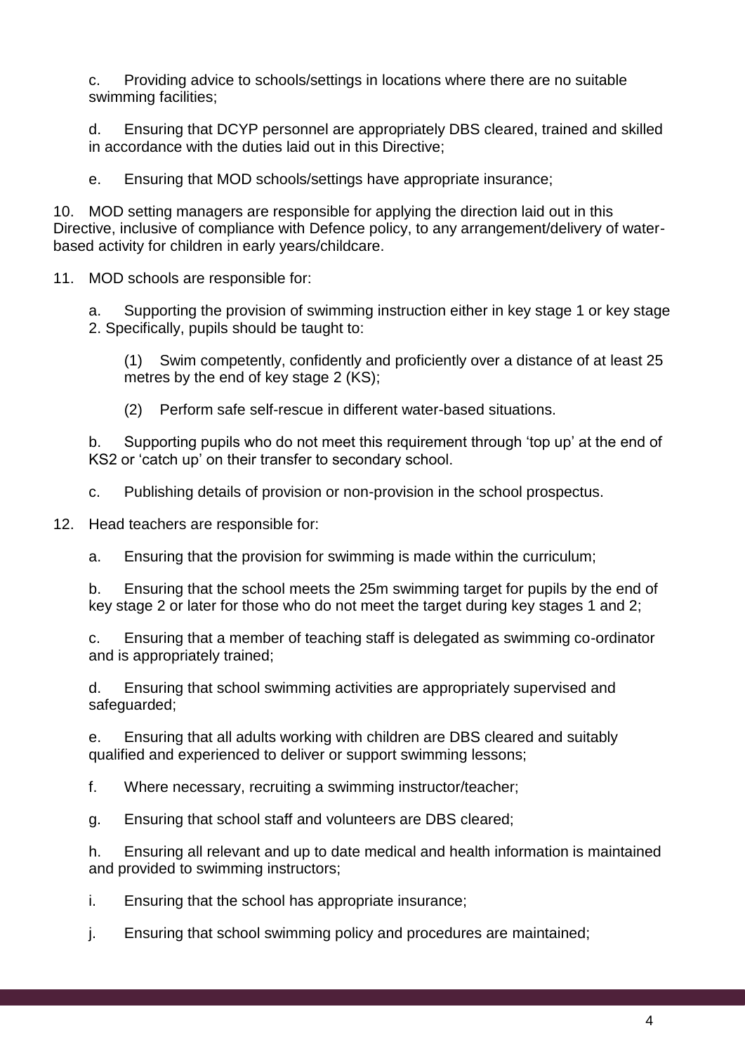c. Providing advice to schools/settings in locations where there are no suitable swimming facilities;

d. Ensuring that DCYP personnel are appropriately DBS cleared, trained and skilled in accordance with the duties laid out in this Directive;

e. Ensuring that MOD schools/settings have appropriate insurance;

10. MOD setting managers are responsible for applying the direction laid out in this Directive, inclusive of compliance with Defence policy, to any arrangement/delivery of water-based activity for children in early years/childcare.

11. MOD schools are responsible for:

  a. Supporting the provision of swimming instruction either in key stage 1 or key stage 2. Specifically, pupils should be taught to:

    (1) Swim competently, confidently and proficiently over a distance of at least 25 metres by the end of key stage 2 (KS);

    (2) Perform safe self-rescue in different water-based situations.

  b. Supporting pupils who do not meet this requirement through 'top up' at the end of KS2 or 'catch up' on their transfer to secondary school.

  c. Publishing details of provision or non-provision in the school prospectus.

12. Head teachers are responsible for:

  a. Ensuring that the provision for swimming is made within the curriculum;

  b. Ensuring that the school meets the 25m swimming target for pupils by the end of key stage 2 or later for those who do not meet the target during key stages 1 and 2;

  c. Ensuring that a member of teaching staff is delegated as swimming co-ordinator and is appropriately trained;

  d. Ensuring that school swimming activities are appropriately supervised and safeguarded;

  e. Ensuring that all adults working with children are DBS cleared and suitably qualified and experienced to deliver or support swimming lessons;

  f. Where necessary, recruiting a swimming instructor/teacher;

  g. Ensuring that school staff and volunteers are DBS cleared;

  h. Ensuring all relevant and up to date medical and health information is maintained and provided to swimming instructors;

  i. Ensuring that the school has appropriate insurance;

  j. Ensuring that school swimming policy and procedures are maintained;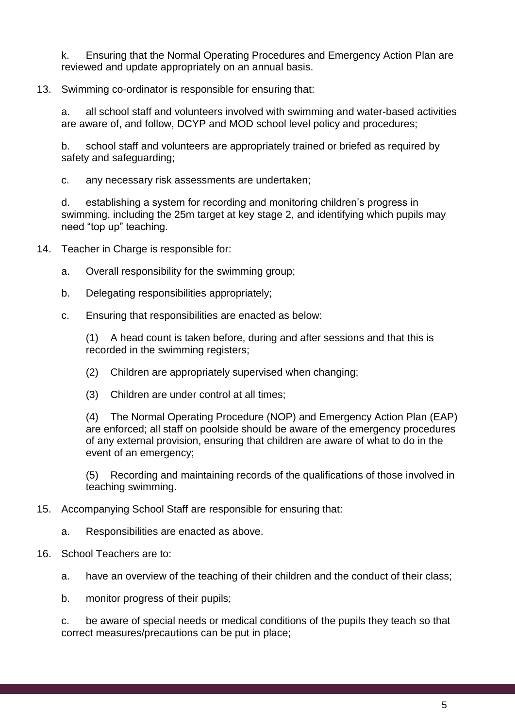k. Ensuring that the Normal Operating Procedures and Emergency Action Plan are reviewed and update appropriately on an annual basis.

13. Swimming co-ordinator is responsible for ensuring that:

    a. all school staff and volunteers involved with swimming and water-based activities are aware of, and follow, DCYP and MOD school level policy and procedures;

    b. school staff and volunteers are appropriately trained or briefed as required by safety and safeguarding;

    c. any necessary risk assessments are undertaken;

    d. establishing a system for recording and monitoring children's progress in swimming, including the 25m target at key stage 2, and identifying which pupils may need "top up" teaching.

14. Teacher in Charge is responsible for:

    a. Overall responsibility for the swimming group;

    b. Delegating responsibilities appropriately;

    c. Ensuring that responsibilities are enacted as below:

        (1) A head count is taken before, during and after sessions and that this is recorded in the swimming registers;

        (2) Children are appropriately supervised when changing;

        (3) Children are under control at all times;

        (4) The Normal Operating Procedure (NOP) and Emergency Action Plan (EAP) are enforced; all staff on poolside should be aware of the emergency procedures of any external provision, ensuring that children are aware of what to do in the event of an emergency;

        (5) Recording and maintaining records of the qualifications of those involved in teaching swimming.

15. Accompanying School Staff are responsible for ensuring that:

    a. Responsibilities are enacted as above.

16. School Teachers are to:

    a. have an overview of the teaching of their children and the conduct of their class;

    b. monitor progress of their pupils;

    c. be aware of special needs or medical conditions of the pupils they teach so that correct measures/precautions can be put in place;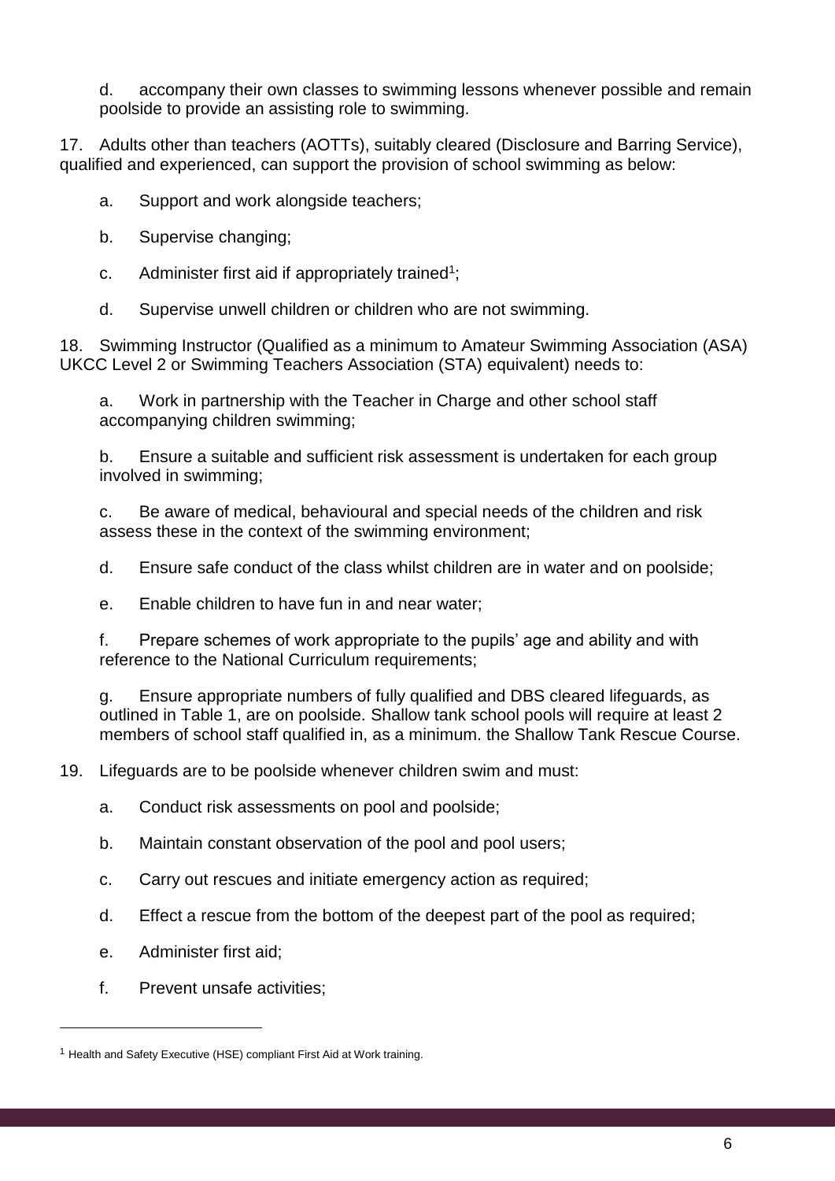d. accompany their own classes to swimming lessons whenever possible and remain poolside to provide an assisting role to swimming.

17. Adults other than teachers (AOTTs), suitably cleared (Disclosure and Barring Service), qualified and experienced, can support the provision of school swimming as below:

a. Support and work alongside teachers;

b. Supervise changing;

c. Administer first aid if appropriately trained[1];

d. Supervise unwell children or children who are not swimming.

18. Swimming Instructor (Qualified as a minimum to Amateur Swimming Association (ASA) UKCC Level 2 or Swimming Teachers Association (STA) equivalent) needs to:

a. Work in partnership with the Teacher in Charge and other school staff accompanying children swimming;

b. Ensure a suitable and sufficient risk assessment is undertaken for each group involved in swimming;

c. Be aware of medical, behavioural and special needs of the children and risk assess these in the context of the swimming environment;

d. Ensure safe conduct of the class whilst children are in water and on poolside;

e. Enable children to have fun in and near water;

f. Prepare schemes of work appropriate to the pupils' age and ability and with reference to the National Curriculum requirements;

g. Ensure appropriate numbers of fully qualified and DBS cleared lifeguards, as outlined in Table 1, are on poolside. Shallow tank school pools will require at least 2 members of school staff qualified in, as a minimum. the Shallow Tank Rescue Course.

19. Lifeguards are to be poolside whenever children swim and must:

a. Conduct risk assessments on pool and poolside;

b. Maintain constant observation of the pool and pool users;

c. Carry out rescues and initiate emergency action as required;

d. Effect a rescue from the bottom of the deepest part of the pool as required;

e. Administer first aid;

f. Prevent unsafe activities;

---

[1] Health and Safety Executive (HSE) compliant First Aid at Work training.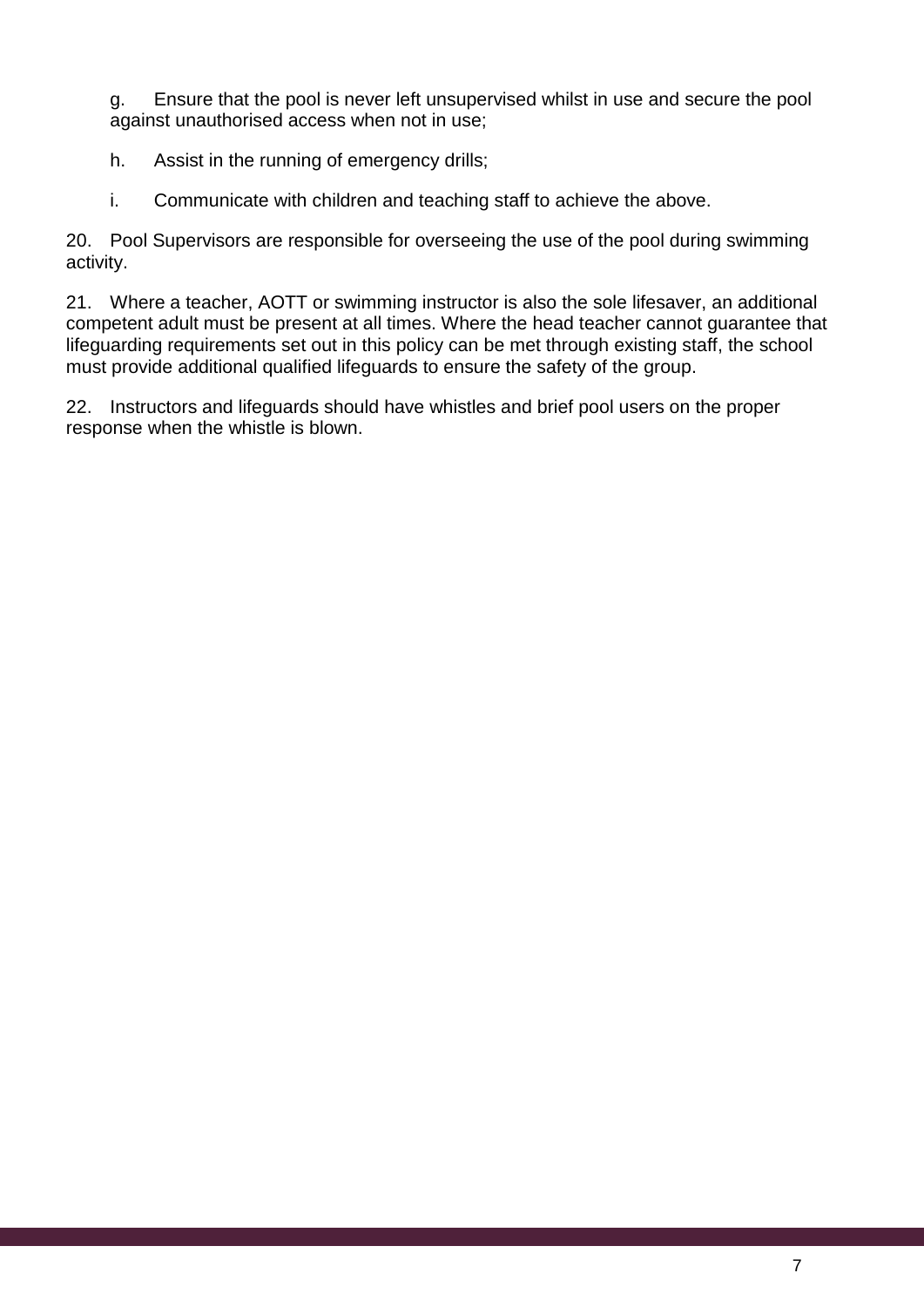g. Ensure that the pool is never left unsupervised whilst in use and secure the pool against unauthorised access when not in use;

h. Assist in the running of emergency drills;

i. Communicate with children and teaching staff to achieve the above.

20. Pool Supervisors are responsible for overseeing the use of the pool during swimming activity.

21. Where a teacher, AOTT or swimming instructor is also the sole lifesaver, an additional competent adult must be present at all times. Where the head teacher cannot guarantee that lifeguarding requirements set out in this policy can be met through existing staff, the school must provide additional qualified lifeguards to ensure the safety of the group.

22. Instructors and lifeguards should have whistles and brief pool users on the proper response when the whistle is blown.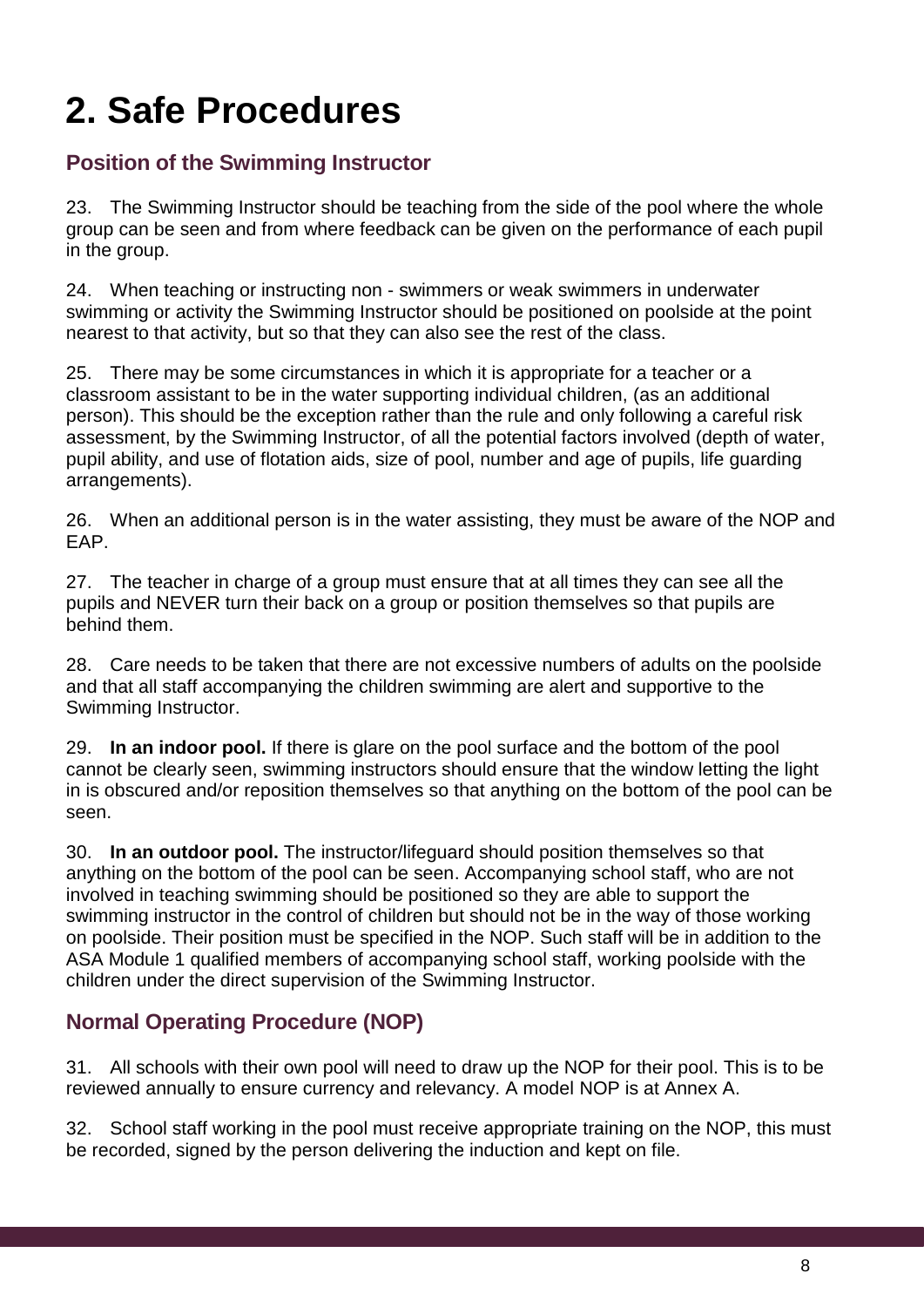# 2. Safe Procedures

## Position of the Swimming Instructor

23. The Swimming Instructor should be teaching from the side of the pool where the whole group can be seen and from where feedback can be given on the performance of each pupil in the group.

24. When teaching or instructing non - swimmers or weak swimmers in underwater swimming or activity the Swimming Instructor should be positioned on poolside at the point nearest to that activity, but so that they can also see the rest of the class.

25. There may be some circumstances in which it is appropriate for a teacher or a classroom assistant to be in the water supporting individual children, (as an additional person). This should be the exception rather than the rule and only following a careful risk assessment, by the Swimming Instructor, of all the potential factors involved (depth of water, pupil ability, and use of flotation aids, size of pool, number and age of pupils, life guarding arrangements).

26. When an additional person is in the water assisting, they must be aware of the NOP and EAP.

27. The teacher in charge of a group must ensure that at all times they can see all the pupils and NEVER turn their back on a group or position themselves so that pupils are behind them.

28. Care needs to be taken that there are not excessive numbers of adults on the poolside and that all staff accompanying the children swimming are alert and supportive to the Swimming Instructor.

29. **In an indoor pool.** If there is glare on the pool surface and the bottom of the pool cannot be clearly seen, swimming instructors should ensure that the window letting the light in is obscured and/or reposition themselves so that anything on the bottom of the pool can be seen.

30. **In an outdoor pool.** The instructor/lifeguard should position themselves so that anything on the bottom of the pool can be seen. Accompanying school staff, who are not involved in teaching swimming should be positioned so they are able to support the swimming instructor in the control of children but should not be in the way of those working on poolside. Their position must be specified in the NOP. Such staff will be in addition to the ASA Module 1 qualified members of accompanying school staff, working poolside with the children under the direct supervision of the Swimming Instructor.

## Normal Operating Procedure (NOP)

31. All schools with their own pool will need to draw up the NOP for their pool. This is to be reviewed annually to ensure currency and relevancy. A model NOP is at Annex A.

32. School staff working in the pool must receive appropriate training on the NOP, this must be recorded, signed by the person delivering the induction and kept on file.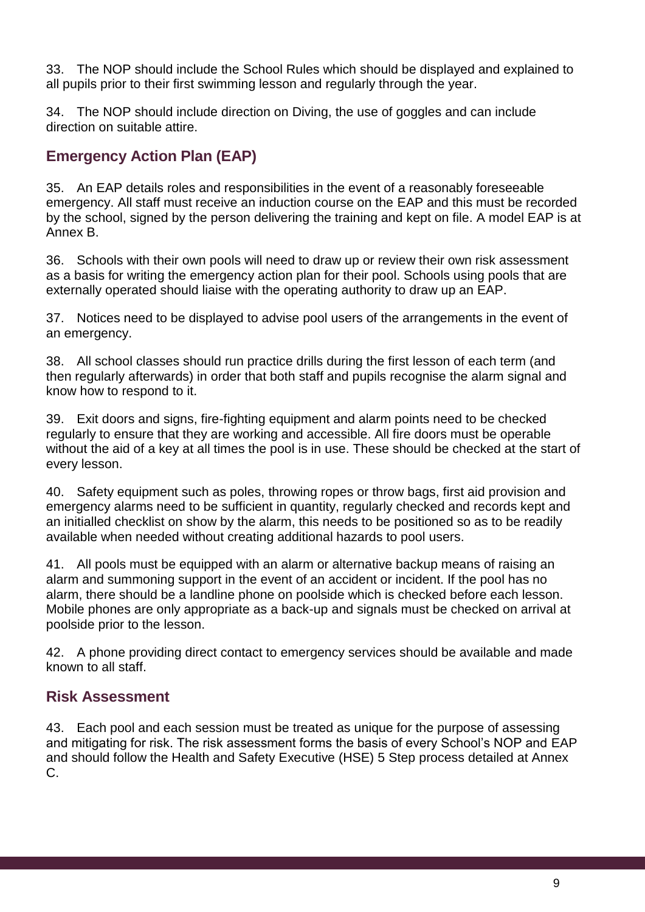33. The NOP should include the School Rules which should be displayed and explained to all pupils prior to their first swimming lesson and regularly through the year.

34. The NOP should include direction on Diving, the use of goggles and can include direction on suitable attire.

## Emergency Action Plan (EAP)

35. An EAP details roles and responsibilities in the event of a reasonably foreseeable emergency. All staff must receive an induction course on the EAP and this must be recorded by the school, signed by the person delivering the training and kept on file. A model EAP is at Annex B.

36. Schools with their own pools will need to draw up or review their own risk assessment as a basis for writing the emergency action plan for their pool. Schools using pools that are externally operated should liaise with the operating authority to draw up an EAP.

37. Notices need to be displayed to advise pool users of the arrangements in the event of an emergency.

38. All school classes should run practice drills during the first lesson of each term (and then regularly afterwards) in order that both staff and pupils recognise the alarm signal and know how to respond to it.

39. Exit doors and signs, fire-fighting equipment and alarm points need to be checked regularly to ensure that they are working and accessible. All fire doors must be operable without the aid of a key at all times the pool is in use. These should be checked at the start of every lesson.

40. Safety equipment such as poles, throwing ropes or throw bags, first aid provision and emergency alarms need to be sufficient in quantity, regularly checked and records kept and an initialled checklist on show by the alarm, this needs to be positioned so as to be readily available when needed without creating additional hazards to pool users.

41. All pools must be equipped with an alarm or alternative backup means of raising an alarm and summoning support in the event of an accident or incident. If the pool has no alarm, there should be a landline phone on poolside which is checked before each lesson. Mobile phones are only appropriate as a back-up and signals must be checked on arrival at poolside prior to the lesson.

42. A phone providing direct contact to emergency services should be available and made known to all staff.

## Risk Assessment

43. Each pool and each session must be treated as unique for the purpose of assessing and mitigating for risk. The risk assessment forms the basis of every School's NOP and EAP and should follow the Health and Safety Executive (HSE) 5 Step process detailed at Annex C.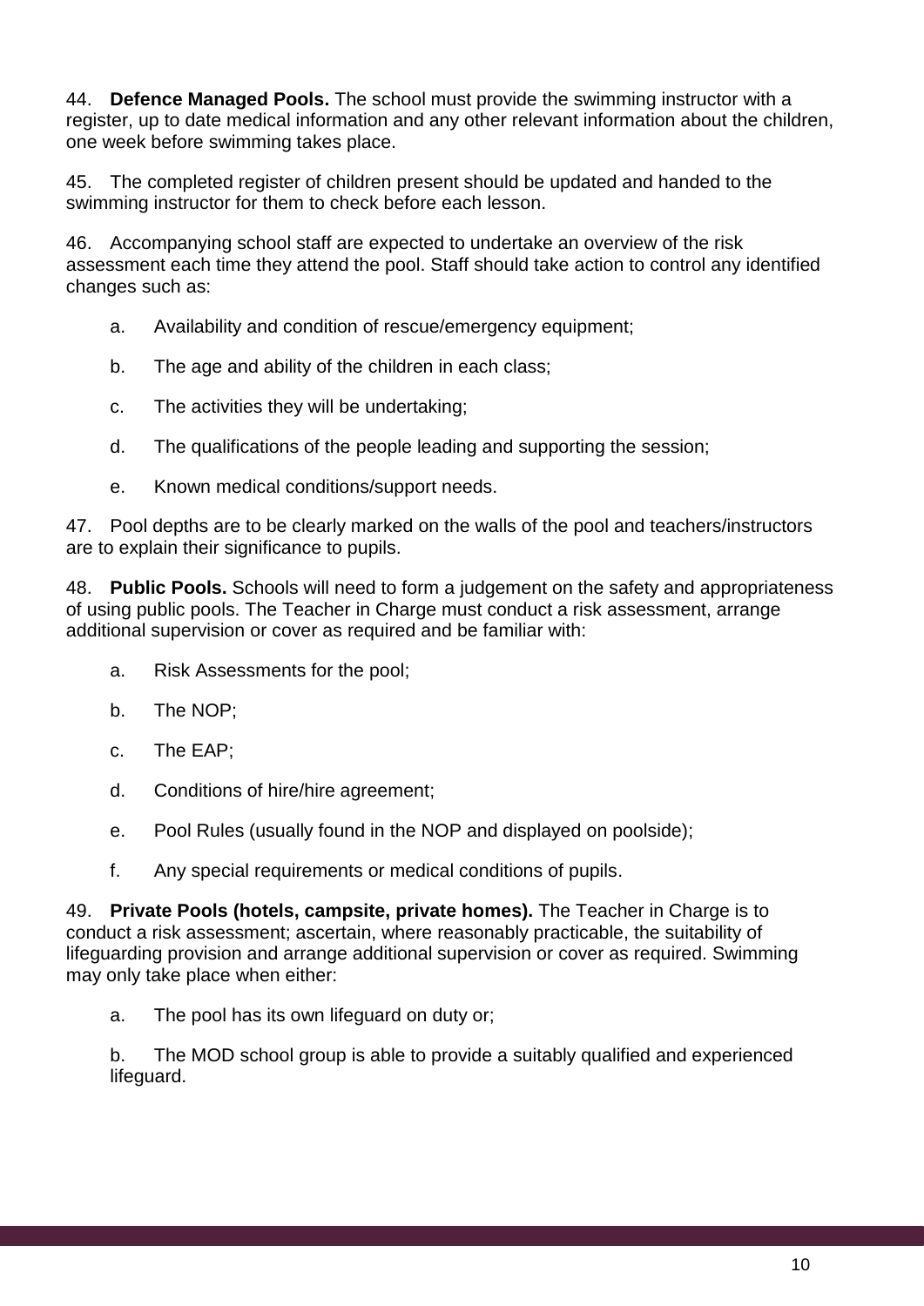44. **Defence Managed Pools.** The school must provide the swimming instructor with a register, up to date medical information and any other relevant information about the children, one week before swimming takes place.

45. The completed register of children present should be updated and handed to the swimming instructor for them to check before each lesson.

46. Accompanying school staff are expected to undertake an overview of the risk assessment each time they attend the pool. Staff should take action to control any identified changes such as:

  a. Availability and condition of rescue/emergency equipment;

  b. The age and ability of the children in each class;

  c. The activities they will be undertaking;

  d. The qualifications of the people leading and supporting the session;

  e. Known medical conditions/support needs.

47. Pool depths are to be clearly marked on the walls of the pool and teachers/instructors are to explain their significance to pupils.

48. **Public Pools.** Schools will need to form a judgement on the safety and appropriateness of using public pools. The Teacher in Charge must conduct a risk assessment, arrange additional supervision or cover as required and be familiar with:

  a. Risk Assessments for the pool;

  b. The NOP;

  c. The EAP;

  d. Conditions of hire/hire agreement;

  e. Pool Rules (usually found in the NOP and displayed on poolside);

  f. Any special requirements or medical conditions of pupils.

49. **Private Pools (hotels, campsite, private homes).** The Teacher in Charge is to conduct a risk assessment; ascertain, where reasonably practicable, the suitability of lifeguarding provision and arrange additional supervision or cover as required. Swimming may only take place when either:

  a. The pool has its own lifeguard on duty or;

  b. The MOD school group is able to provide a suitably qualified and experienced lifeguard.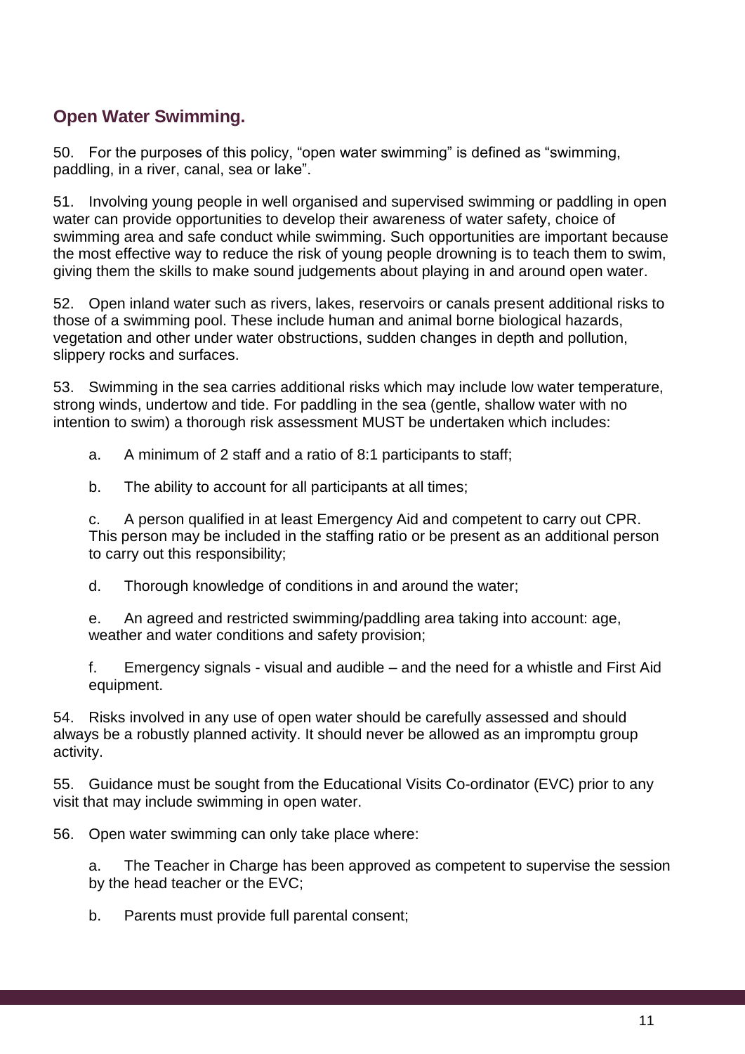## Open Water Swimming.

50. For the purposes of this policy, “open water swimming” is defined as “swimming, paddling, in a river, canal, sea or lake”.

51. Involving young people in well organised and supervised swimming or paddling in open water can provide opportunities to develop their awareness of water safety, choice of swimming area and safe conduct while swimming. Such opportunities are important because the most effective way to reduce the risk of young people drowning is to teach them to swim, giving them the skills to make sound judgements about playing in and around open water.

52. Open inland water such as rivers, lakes, reservoirs or canals present additional risks to those of a swimming pool. These include human and animal borne biological hazards, vegetation and other under water obstructions, sudden changes in depth and pollution, slippery rocks and surfaces.

53. Swimming in the sea carries additional risks which may include low water temperature, strong winds, undertow and tide. For paddling in the sea (gentle, shallow water with no intention to swim) a thorough risk assessment MUST be undertaken which includes:

a. A minimum of 2 staff and a ratio of 8:1 participants to staff;

b. The ability to account for all participants at all times;

c. A person qualified in at least Emergency Aid and competent to carry out CPR. This person may be included in the staffing ratio or be present as an additional person to carry out this responsibility;

d. Thorough knowledge of conditions in and around the water;

e. An agreed and restricted swimming/paddling area taking into account: age, weather and water conditions and safety provision;

f. Emergency signals - visual and audible – and the need for a whistle and First Aid equipment.

54. Risks involved in any use of open water should be carefully assessed and should always be a robustly planned activity. It should never be allowed as an impromptu group activity.

55. Guidance must be sought from the Educational Visits Co-ordinator (EVC) prior to any visit that may include swimming in open water.

56. Open water swimming can only take place where:

a. The Teacher in Charge has been approved as competent to supervise the session by the head teacher or the EVC;

b. Parents must provide full parental consent;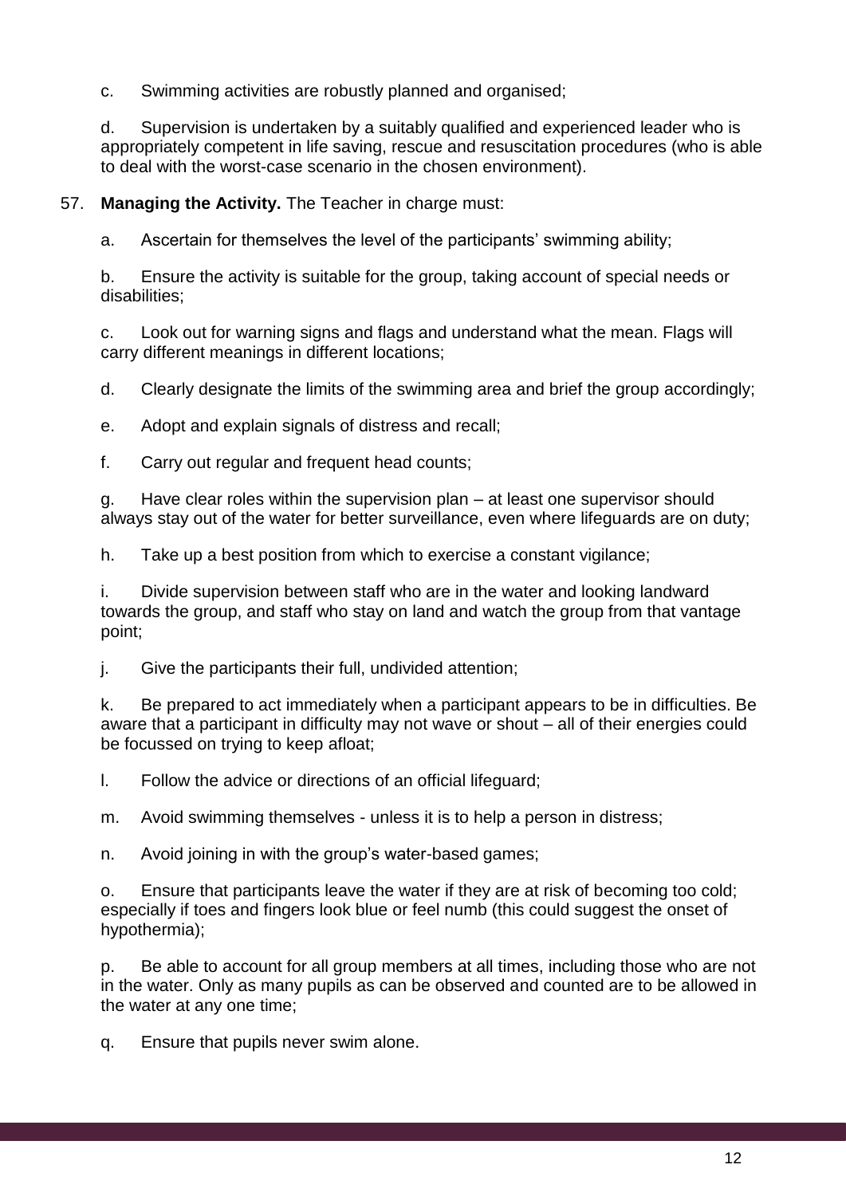c. Swimming activities are robustly planned and organised;

d. Supervision is undertaken by a suitably qualified and experienced leader who is appropriately competent in life saving, rescue and resuscitation procedures (who is able to deal with the worst-case scenario in the chosen environment).

57. **Managing the Activity.** The Teacher in charge must:

a. Ascertain for themselves the level of the participants' swimming ability;

b. Ensure the activity is suitable for the group, taking account of special needs or disabilities;

c. Look out for warning signs and flags and understand what the mean. Flags will carry different meanings in different locations;

d. Clearly designate the limits of the swimming area and brief the group accordingly;

e. Adopt and explain signals of distress and recall;

f. Carry out regular and frequent head counts;

g. Have clear roles within the supervision plan – at least one supervisor should always stay out of the water for better surveillance, even where lifeguards are on duty;

h. Take up a best position from which to exercise a constant vigilance;

i. Divide supervision between staff who are in the water and looking landward towards the group, and staff who stay on land and watch the group from that vantage point;

j. Give the participants their full, undivided attention;

k. Be prepared to act immediately when a participant appears to be in difficulties. Be aware that a participant in difficulty may not wave or shout – all of their energies could be focussed on trying to keep afloat;

l. Follow the advice or directions of an official lifeguard;

m. Avoid swimming themselves - unless it is to help a person in distress;

n. Avoid joining in with the group's water-based games;

o. Ensure that participants leave the water if they are at risk of becoming too cold; especially if toes and fingers look blue or feel numb (this could suggest the onset of hypothermia);

p. Be able to account for all group members at all times, including those who are not in the water. Only as many pupils as can be observed and counted are to be allowed in the water at any one time;

q. Ensure that pupils never swim alone.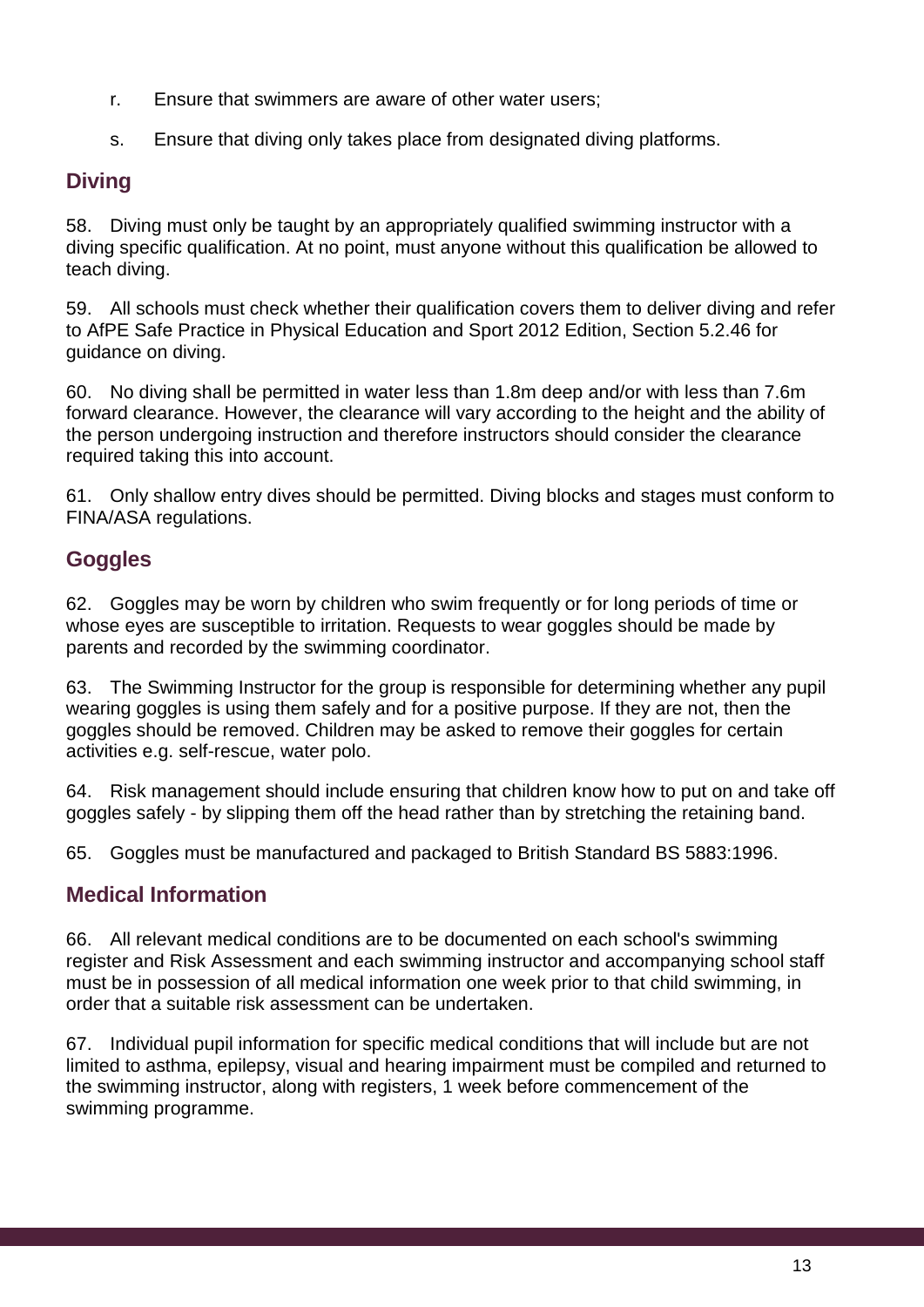r. Ensure that swimmers are aware of other water users;

s. Ensure that diving only takes place from designated diving platforms.

## Diving

58. Diving must only be taught by an appropriately qualified swimming instructor with a diving specific qualification. At no point, must anyone without this qualification be allowed to teach diving.

59. All schools must check whether their qualification covers them to deliver diving and refer to AfPE Safe Practice in Physical Education and Sport 2012 Edition, Section 5.2.46 for guidance on diving.

60. No diving shall be permitted in water less than 1.8m deep and/or with less than 7.6m forward clearance. However, the clearance will vary according to the height and the ability of the person undergoing instruction and therefore instructors should consider the clearance required taking this into account.

61. Only shallow entry dives should be permitted. Diving blocks and stages must conform to FINA/ASA regulations.

## Goggles

62. Goggles may be worn by children who swim frequently or for long periods of time or whose eyes are susceptible to irritation. Requests to wear goggles should be made by parents and recorded by the swimming coordinator.

63. The Swimming Instructor for the group is responsible for determining whether any pupil wearing goggles is using them safely and for a positive purpose. If they are not, then the goggles should be removed. Children may be asked to remove their goggles for certain activities e.g. self-rescue, water polo.

64. Risk management should include ensuring that children know how to put on and take off goggles safely - by slipping them off the head rather than by stretching the retaining band.

65. Goggles must be manufactured and packaged to British Standard BS 5883:1996.

## Medical Information

66. All relevant medical conditions are to be documented on each school's swimming register and Risk Assessment and each swimming instructor and accompanying school staff must be in possession of all medical information one week prior to that child swimming, in order that a suitable risk assessment can be undertaken.

67. Individual pupil information for specific medical conditions that will include but are not limited to asthma, epilepsy, visual and hearing impairment must be compiled and returned to the swimming instructor, along with registers, 1 week before commencement of the swimming programme.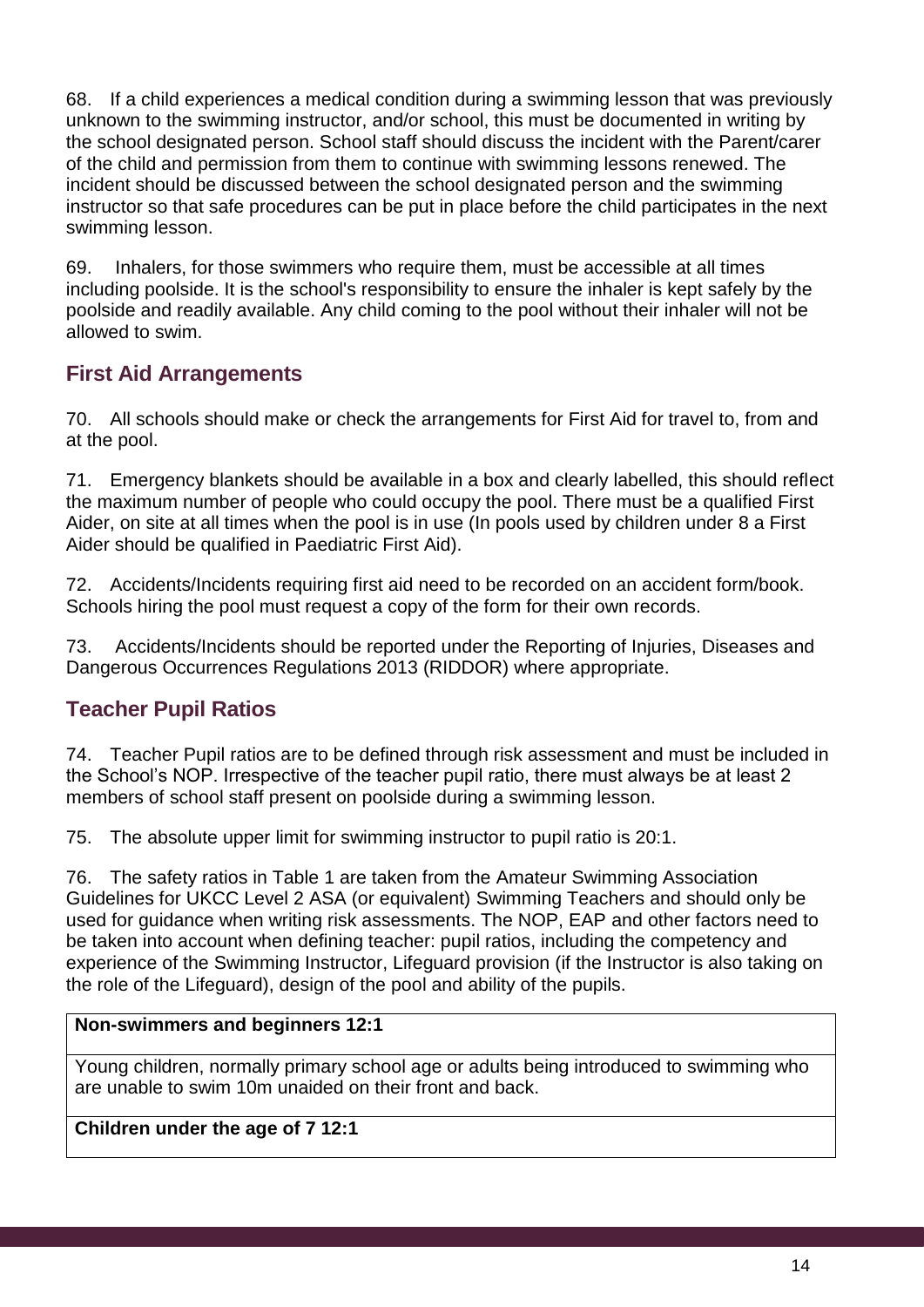68. If a child experiences a medical condition during a swimming lesson that was previously unknown to the swimming instructor, and/or school, this must be documented in writing by the school designated person. School staff should discuss the incident with the Parent/carer of the child and permission from them to continue with swimming lessons renewed. The incident should be discussed between the school designated person and the swimming instructor so that safe procedures can be put in place before the child participates in the next swimming lesson.

69. Inhalers, for those swimmers who require them, must be accessible at all times including poolside. It is the school's responsibility to ensure the inhaler is kept safely by the poolside and readily available. Any child coming to the pool without their inhaler will not be allowed to swim.

## First Aid Arrangements

70. All schools should make or check the arrangements for First Aid for travel to, from and at the pool.

71. Emergency blankets should be available in a box and clearly labelled, this should reflect the maximum number of people who could occupy the pool. There must be a qualified First Aider, on site at all times when the pool is in use (In pools used by children under 8 a First Aider should be qualified in Paediatric First Aid).

72. Accidents/Incidents requiring first aid need to be recorded on an accident form/book. Schools hiring the pool must request a copy of the form for their own records.

73. Accidents/Incidents should be reported under the Reporting of Injuries, Diseases and Dangerous Occurrences Regulations 2013 (RIDDOR) where appropriate.

## Teacher Pupil Ratios

74. Teacher Pupil ratios are to be defined through risk assessment and must be included in the School's NOP. Irrespective of the teacher pupil ratio, there must always be at least 2 members of school staff present on poolside during a swimming lesson.

75. The absolute upper limit for swimming instructor to pupil ratio is 20:1.

76. The safety ratios in Table 1 are taken from the Amateur Swimming Association Guidelines for UKCC Level 2 ASA (or equivalent) Swimming Teachers and should only be used for guidance when writing risk assessments. The NOP, EAP and other factors need to be taken into account when defining teacher: pupil ratios, including the competency and experience of the Swimming Instructor, Lifeguard provision (if the Instructor is also taking on the role of the Lifeguard), design of the pool and ability of the pupils.

| **Non-swimmers and beginners 12:1** |
| --- |
| Young children, normally primary school age or adults being introduced to swimming who are unable to swim 10m unaided on their front and back. |
| **Children under the age of 7 12:1** |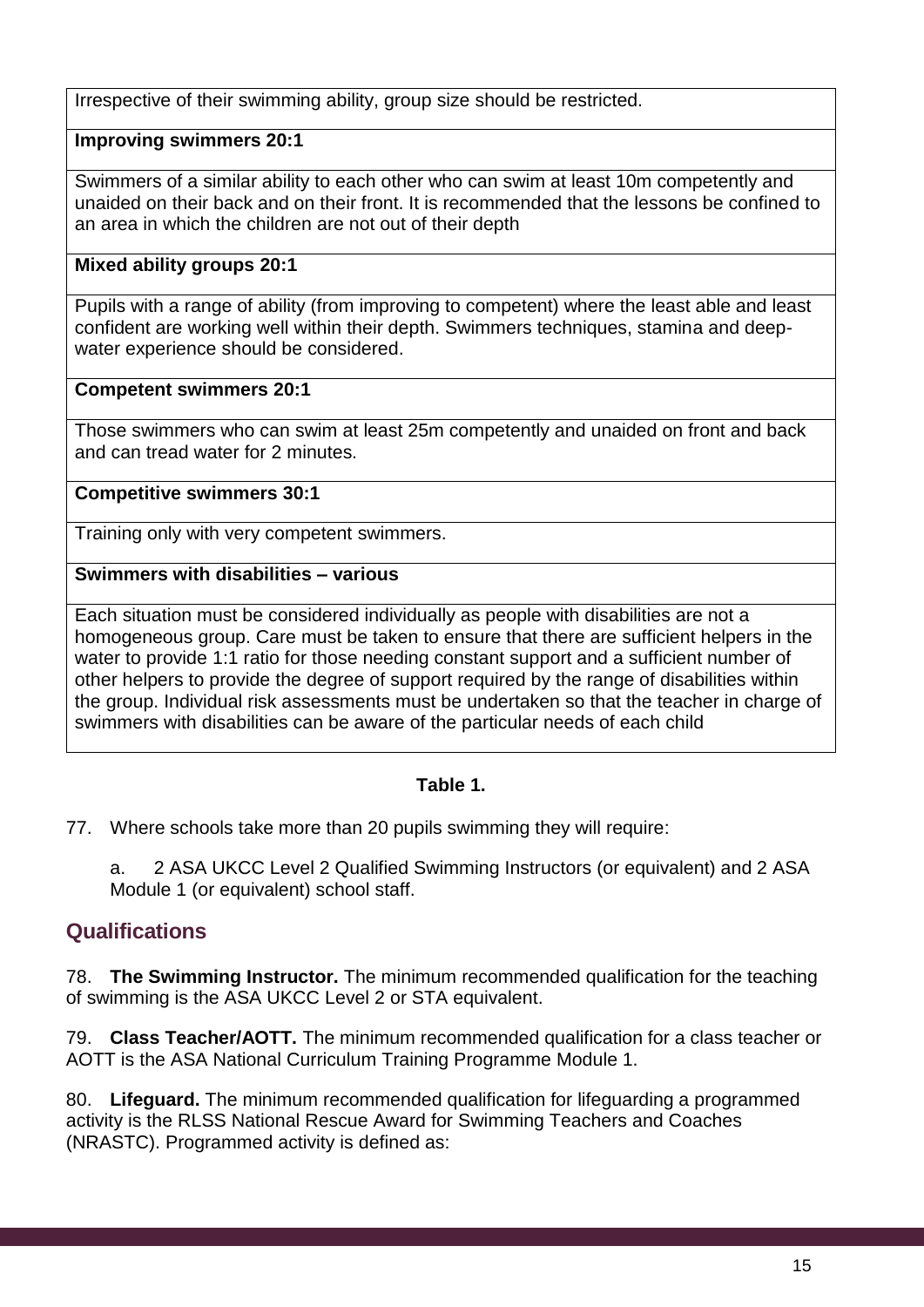| Irrespective of their swimming ability, group size should be restricted. |
| --- |
| **Improving swimmers 20:1** |
| Swimmers of a similar ability to each other who can swim at least 10m competently and unaided on their back and on their front. It is recommended that the lessons be confined to an area in which the children are not out of their depth |
| **Mixed ability groups 20:1** |
| Pupils with a range of ability (from improving to competent) where the least able and least confident are working well within their depth. Swimmers techniques, stamina and deep-water experience should be considered. |
| **Competent swimmers 20:1** |
| Those swimmers who can swim at least 25m competently and unaided on front and back and can tread water for 2 minutes. |
| **Competitive swimmers 30:1** |
| Training only with very competent swimmers. |
| **Swimmers with disabilities – various** |
| Each situation must be considered individually as people with disabilities are not a homogeneous group. Care must be taken to ensure that there are sufficient helpers in the water to provide 1:1 ratio for those needing constant support and a sufficient number of other helpers to provide the degree of support required by the range of disabilities within the group. Individual risk assessments must be undertaken so that the teacher in charge of swimmers with disabilities can be aware of the particular needs of each child |

**Table 1.**

77. Where schools take more than 20 pupils swimming they will require:

   a. 2 ASA UKCC Level 2 Qualified Swimming Instructors (or equivalent) and 2 ASA Module 1 (or equivalent) school staff.

## Qualifications

78. **The Swimming Instructor.** The minimum recommended qualification for the teaching of swimming is the ASA UKCC Level 2 or STA equivalent.

79. **Class Teacher/AOTT.** The minimum recommended qualification for a class teacher or AOTT is the ASA National Curriculum Training Programme Module 1.

80. **Lifeguard.** The minimum recommended qualification for lifeguarding a programmed activity is the RLSS National Rescue Award for Swimming Teachers and Coaches (NRASTC). Programmed activity is defined as: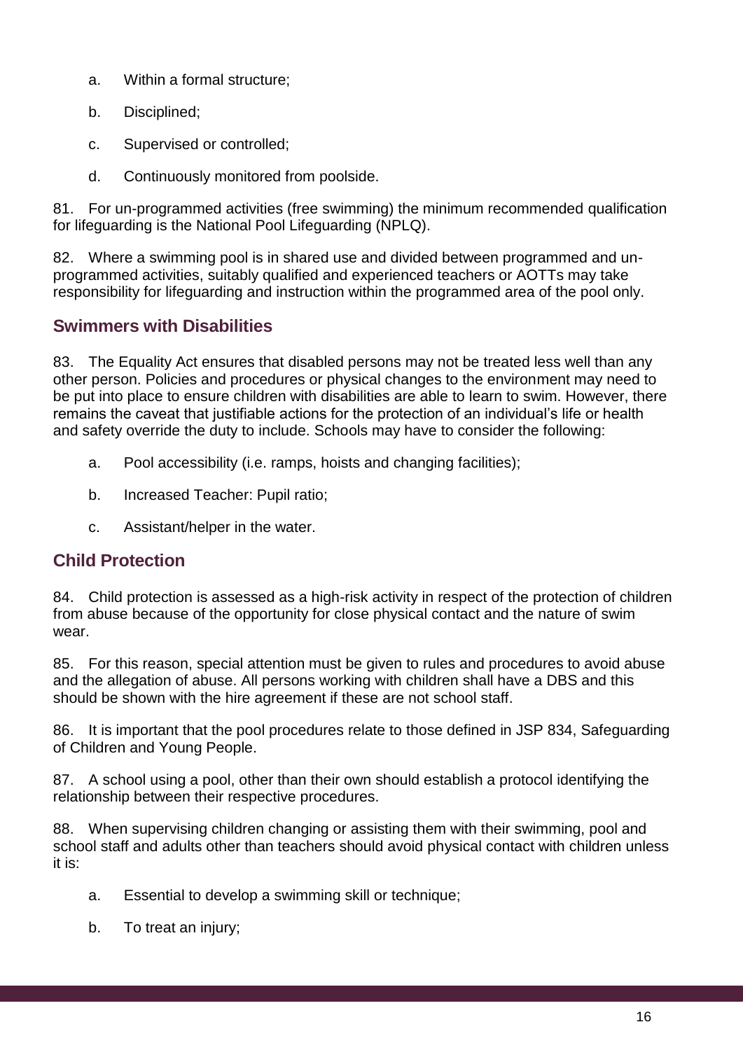a. Within a formal structure;

b. Disciplined;

c. Supervised or controlled;

d. Continuously monitored from poolside.

81. For un-programmed activities (free swimming) the minimum recommended qualification for lifeguarding is the National Pool Lifeguarding (NPLQ).

82. Where a swimming pool is in shared use and divided between programmed and un-programmed activities, suitably qualified and experienced teachers or AOTTs may take responsibility for lifeguarding and instruction within the programmed area of the pool only.

## Swimmers with Disabilities

83. The Equality Act ensures that disabled persons may not be treated less well than any other person. Policies and procedures or physical changes to the environment may need to be put into place to ensure children with disabilities are able to learn to swim. However, there remains the caveat that justifiable actions for the protection of an individual's life or health and safety override the duty to include. Schools may have to consider the following:

a. Pool accessibility (i.e. ramps, hoists and changing facilities);

b. Increased Teacher: Pupil ratio;

c. Assistant/helper in the water.

## Child Protection

84. Child protection is assessed as a high-risk activity in respect of the protection of children from abuse because of the opportunity for close physical contact and the nature of swim wear.

85. For this reason, special attention must be given to rules and procedures to avoid abuse and the allegation of abuse. All persons working with children shall have a DBS and this should be shown with the hire agreement if these are not school staff.

86. It is important that the pool procedures relate to those defined in JSP 834, Safeguarding of Children and Young People.

87. A school using a pool, other than their own should establish a protocol identifying the relationship between their respective procedures.

88. When supervising children changing or assisting them with their swimming, pool and school staff and adults other than teachers should avoid physical contact with children unless it is:

a. Essential to develop a swimming skill or technique;

b. To treat an injury;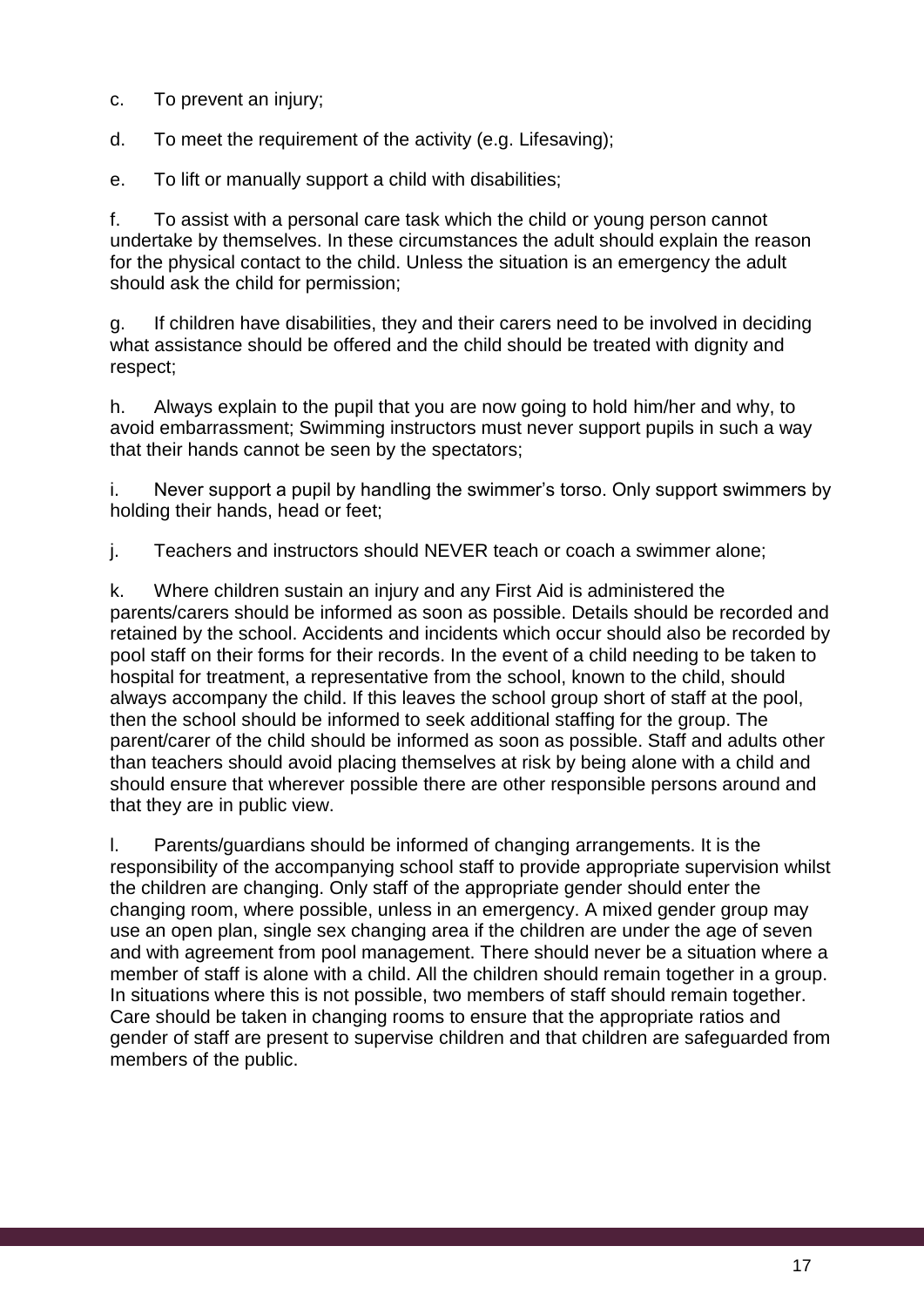c. To prevent an injury;

d. To meet the requirement of the activity (e.g. Lifesaving);

e. To lift or manually support a child with disabilities;

f. To assist with a personal care task which the child or young person cannot undertake by themselves. In these circumstances the adult should explain the reason for the physical contact to the child. Unless the situation is an emergency the adult should ask the child for permission;

g. If children have disabilities, they and their carers need to be involved in deciding what assistance should be offered and the child should be treated with dignity and respect;

h. Always explain to the pupil that you are now going to hold him/her and why, to avoid embarrassment; Swimming instructors must never support pupils in such a way that their hands cannot be seen by the spectators;

i. Never support a pupil by handling the swimmer's torso. Only support swimmers by holding their hands, head or feet;

j. Teachers and instructors should NEVER teach or coach a swimmer alone;

k. Where children sustain an injury and any First Aid is administered the parents/carers should be informed as soon as possible. Details should be recorded and retained by the school. Accidents and incidents which occur should also be recorded by pool staff on their forms for their records. In the event of a child needing to be taken to hospital for treatment, a representative from the school, known to the child, should always accompany the child. If this leaves the school group short of staff at the pool, then the school should be informed to seek additional staffing for the group. The parent/carer of the child should be informed as soon as possible. Staff and adults other than teachers should avoid placing themselves at risk by being alone with a child and should ensure that wherever possible there are other responsible persons around and that they are in public view.

l. Parents/guardians should be informed of changing arrangements. It is the responsibility of the accompanying school staff to provide appropriate supervision whilst the children are changing. Only staff of the appropriate gender should enter the changing room, where possible, unless in an emergency. A mixed gender group may use an open plan, single sex changing area if the children are under the age of seven and with agreement from pool management. There should never be a situation where a member of staff is alone with a child. All the children should remain together in a group. In situations where this is not possible, two members of staff should remain together. Care should be taken in changing rooms to ensure that the appropriate ratios and gender of staff are present to supervise children and that children are safeguarded from members of the public.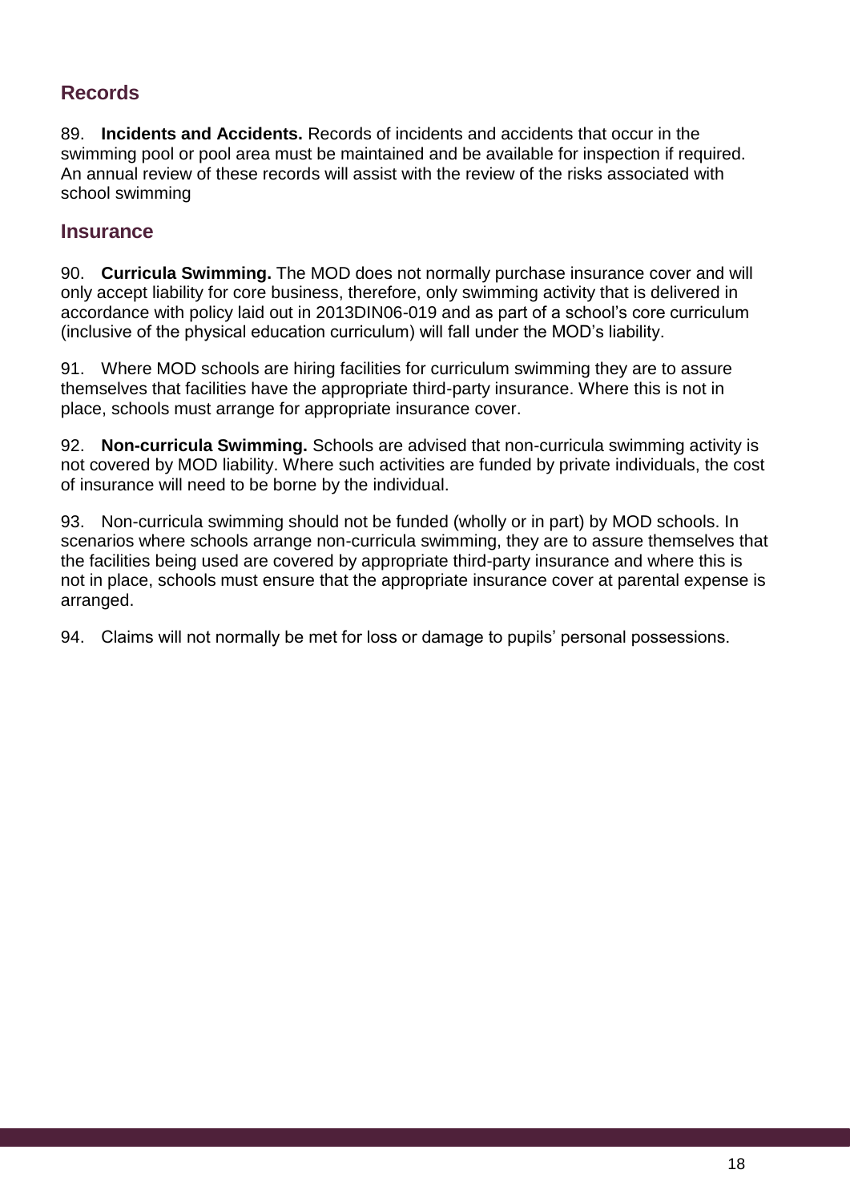## Records

89. **Incidents and Accidents.** Records of incidents and accidents that occur in the swimming pool or pool area must be maintained and be available for inspection if required. An annual review of these records will assist with the review of the risks associated with school swimming

## Insurance

90. **Curricula Swimming.** The MOD does not normally purchase insurance cover and will only accept liability for core business, therefore, only swimming activity that is delivered in accordance with policy laid out in 2013DIN06-019 and as part of a school's core curriculum (inclusive of the physical education curriculum) will fall under the MOD's liability.

91. Where MOD schools are hiring facilities for curriculum swimming they are to assure themselves that facilities have the appropriate third-party insurance. Where this is not in place, schools must arrange for appropriate insurance cover.

92. **Non-curricula Swimming.** Schools are advised that non-curricula swimming activity is not covered by MOD liability. Where such activities are funded by private individuals, the cost of insurance will need to be borne by the individual.

93. Non-curricula swimming should not be funded (wholly or in part) by MOD schools. In scenarios where schools arrange non-curricula swimming, they are to assure themselves that the facilities being used are covered by appropriate third-party insurance and where this is not in place, schools must ensure that the appropriate insurance cover at parental expense is arranged.

94. Claims will not normally be met for loss or damage to pupils' personal possessions.